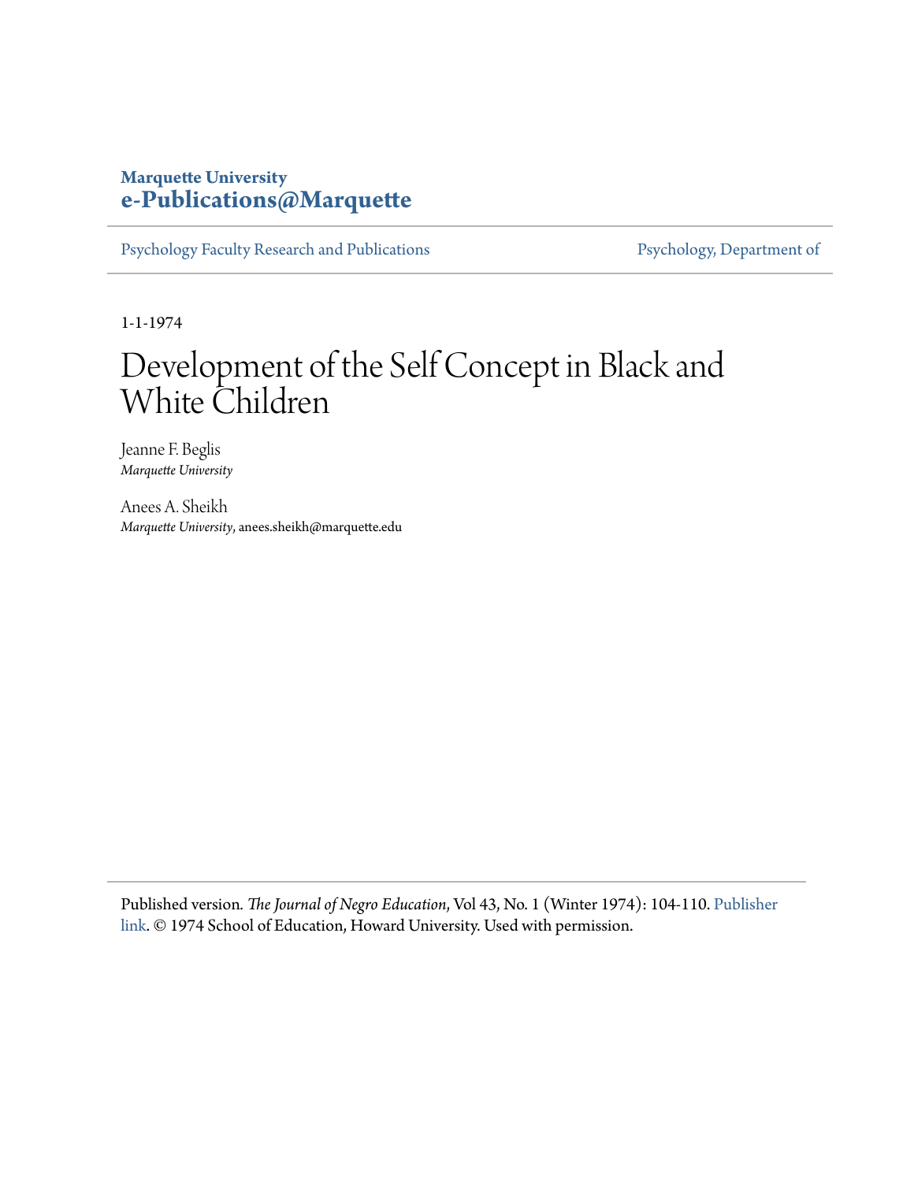**Marquette University**
**e-Publications@Marquette**

Psychology Faculty Research and Publications | Psychology, Department of

1-1-1974

# Development of the Self Concept in Black and White Children

Jeanne F. Beglis
*Marquette University*

Anees A. Sheikh
*Marquette University*, anees.sheikh@marquette.edu

Published version. *The Journal of Negro Education*, Vol 43, No. 1 (Winter 1974): 104-110. Publisher link. © 1974 School of Education, Howard University. Used with permission.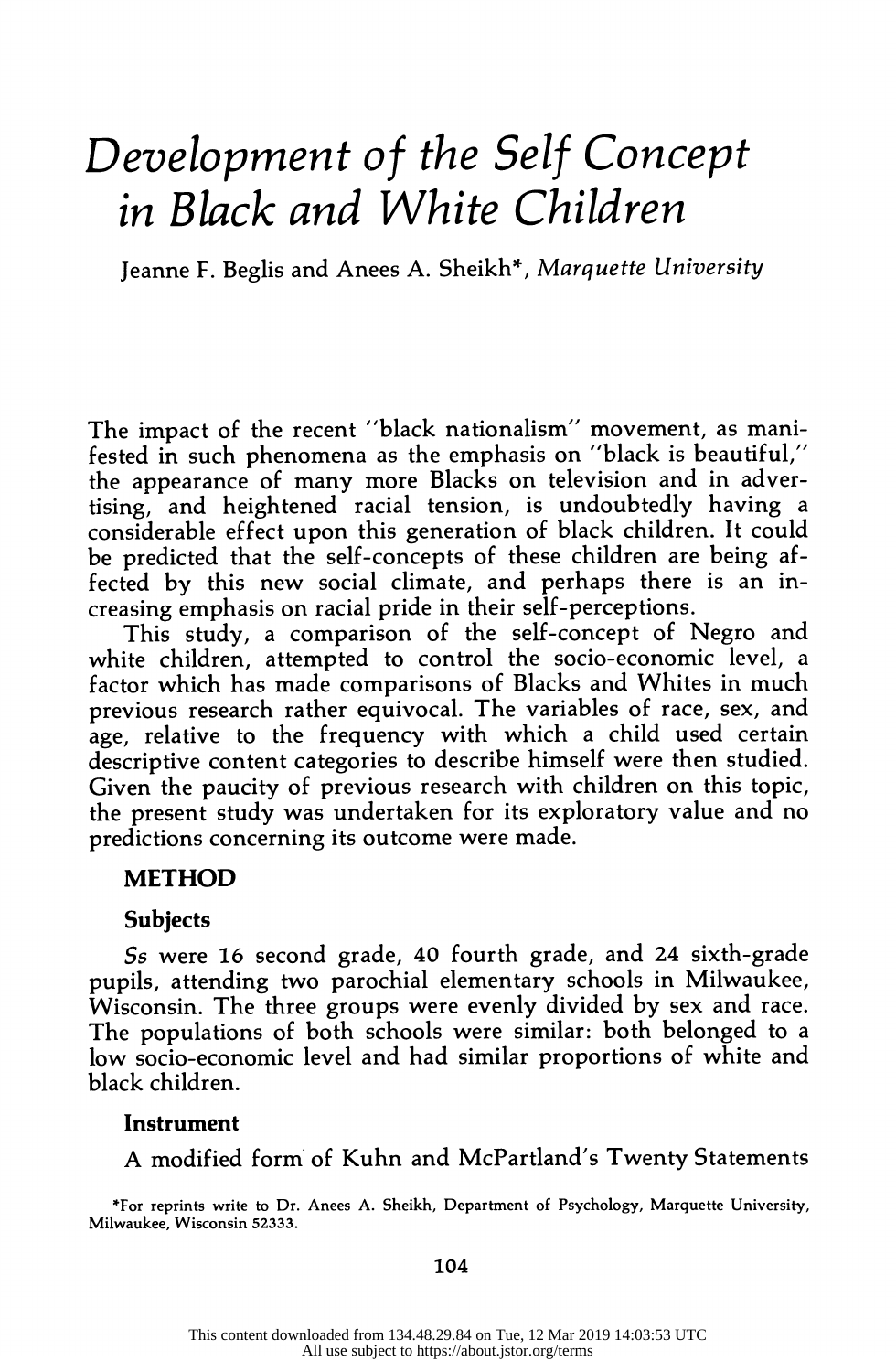#  Development of the Self Concept in Black and White Children

Jeanne F. Beglis and Anees A. Sheikh*, *Marquette University*

The impact of the recent "black nationalism" movement, as manifested in such phenomena as the emphasis on "black is beautiful," the appearance of many more Blacks on television and in advertising, and heightened racial tension, is undoubtedly having a considerable effect upon this generation of black children. It could be predicted that the self-concepts of these children are being affected by this new social climate, and perhaps there is an increasing emphasis on racial pride in their self-perceptions.

This study, a comparison of the self-concept of Negro and white children, attempted to control the socio-economic level, a factor which has made comparisons of Blacks and Whites in much previous research rather equivocal. The variables of race, sex, and age, relative to the frequency with which a child used certain descriptive content categories to describe himself were then studied. Given the paucity of previous research with children on this topic, the present study was undertaken for its exploratory value and no predictions concerning its outcome were made.

## METHOD

### Subjects

*Ss* were 16 second grade, 40 fourth grade, and 24 sixth-grade pupils, attending two parochial elementary schools in Milwaukee, Wisconsin. The three groups were evenly divided by sex and race. The populations of both schools were similar: both belonged to a low socio-economic level and had similar proportions of white and black children.

### Instrument

A modified form of Kuhn and McPartland's Twenty Statements

*For reprints write to Dr. Anees A. Sheikh, Department of Psychology, Marquette University, Milwaukee, Wisconsin 52333.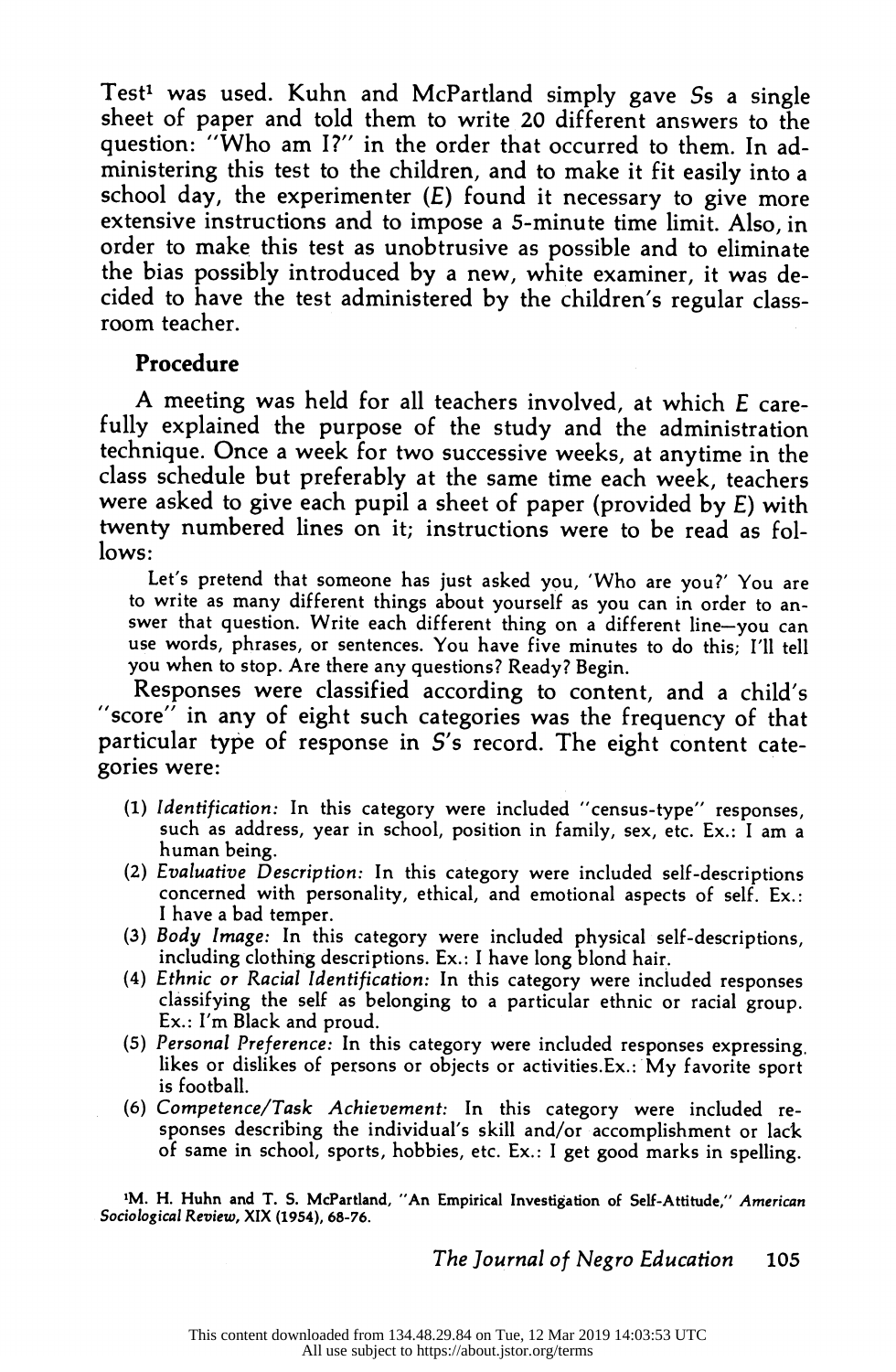Test[1] was used. Kuhn and McPartland simply gave *Ss* a single sheet of paper and told them to write 20 different answers to the question: "Who am I?" in the order that occurred to them. In administering this test to the children, and to make it fit easily into a school day, the experimenter (*E*) found it necessary to give more extensive instructions and to impose a 5-minute time limit. Also, in order to make this test as unobtrusive as possible and to eliminate the bias possibly introduced by a new, white examiner, it was decided to have the test administered by the children's regular classroom teacher.

### Procedure

A meeting was held for all teachers involved, at which *E* carefully explained the purpose of the study and the administration technique. Once a week for two successive weeks, at anytime in the class schedule but preferably at the same time each week, teachers were asked to give each pupil a sheet of paper (provided by *E*) with twenty numbered lines on it; instructions were to be read as follows:

> Let's pretend that someone has just asked you, 'Who are you?' You are to write as many different things about yourself as you can in order to answer that question. Write each different thing on a different line—you can use words, phrases, or sentences. You have five minutes to do this; I'll tell you when to stop. Are there any questions? Ready? Begin.

Responses were classified according to content, and a child's "score" in any of eight such categories was the frequency of that particular type of response in *S*'s record. The eight content categories were:

(1) *Identification:* In this category were included "census-type" responses, such as address, year in school, position in family, sex, etc. Ex.: I am a human being.
(2) *Evaluative Description:* In this category were included self-descriptions concerned with personality, ethical, and emotional aspects of self. Ex.: I have a bad temper.
(3) *Body Image:* In this category were included physical self-descriptions, including clothing descriptions. Ex.: I have long blond hair.
(4) *Ethnic or Racial Identification:* In this category were included responses classifying the self as belonging to a particular ethnic or racial group. Ex.: I'm Black and proud.
(5) *Personal Preference:* In this category were included responses expressing likes or dislikes of persons or objects or activities. Ex.: My favorite sport is football.
(6) *Competence/Task Achievement:* In this category were included responses describing the individual's skill and/or accomplishment or lack of same in school, sports, hobbies, etc. Ex.: I get good marks in spelling.

[1] M. H. Huhn and T. S. McPartland, "An Empirical Investigation of Self-Attitude," *American Sociological Review*, XIX (1954), 68-76.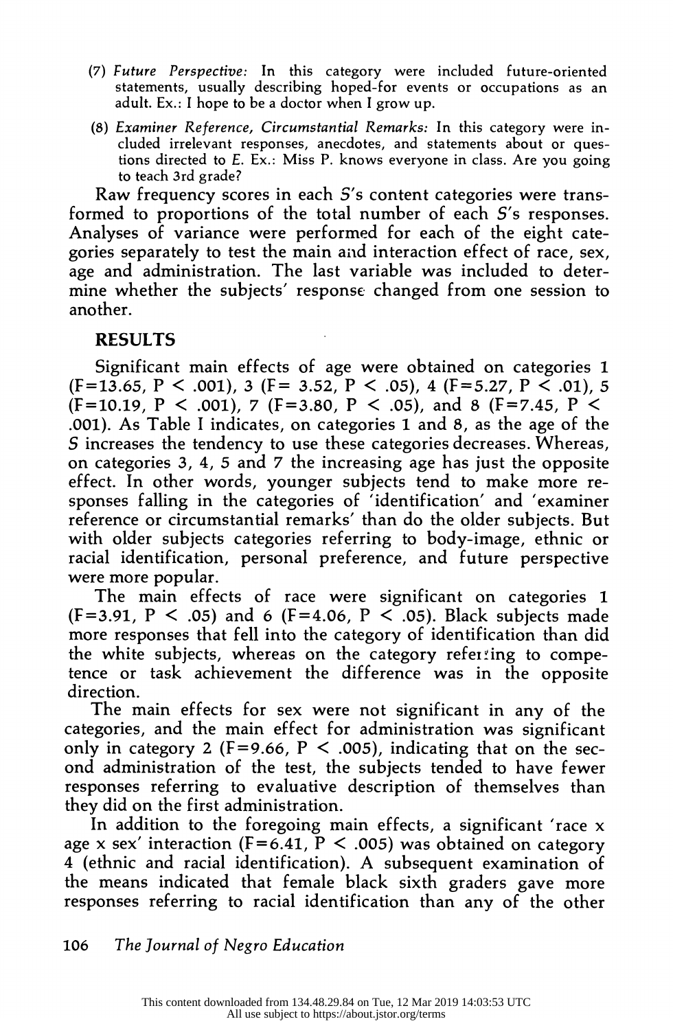(7) *Future Perspective:* In this category were included future-oriented statements, usually describing hoped-for events or occupations as an adult. Ex.: I hope to be a doctor when I grow up.

(8) *Examiner Reference, Circumstantial Remarks:* In this category were included irrelevant responses, anecdotes, and statements about or questions directed to *E*. Ex.: Miss P. knows everyone in class. Are you going to teach 3rd grade?

Raw frequency scores in each *S*'s content categories were transformed to proportions of the total number of each *S*'s responses. Analyses of variance were performed for each of the eight categories separately to test the main and interaction effect of race, sex, age and administration. The last variable was included to determine whether the subjects' response changed from one session to another.

## RESULTS

Significant main effects of age were obtained on categories 1 ($F=13.65$, $P < .001$), 3 ($F= 3.52$, $P < .05$), 4 ($F=5.27$, $P < .01$), 5 ($F=10.19$, $P < .001$), 7 ($F=3.80$, $P < .05$), and 8 ($F=7.45$, $P < .001$). As Table I indicates, on categories 1 and 8, as the age of the *S* increases the tendency to use these categories decreases. Whereas, on categories 3, 4, 5 and 7 the increasing age has just the opposite effect. In other words, younger subjects tend to make more responses falling in the categories of 'identification' and 'examiner reference or circumstantial remarks' than do the older subjects. But with older subjects categories referring to body-image, ethnic or racial identification, personal preference, and future perspective were more popular.

The main effects of race were significant on categories 1 ($F=3.91$, $P < .05$) and 6 ($F=4.06$, $P < .05$). Black subjects made more responses that fell into the category of identification than did the white subjects, whereas on the category referring to competence or task achievement the difference was in the opposite direction.

The main effects for sex were not significant in any of the categories, and the main effect for administration was significant only in category 2 ($F=9.66$, $P < .005$), indicating that on the second administration of the test, the subjects tended to have fewer responses referring to evaluative description of themselves than they did on the first administration.

In addition to the foregoing main effects, a significant 'race x age x sex' interaction ($F=6.41$, $P < .005$) was obtained on category 4 (ethnic and racial identification). A subsequent examination of the means indicated that female black sixth graders gave more responses referring to racial identification than any of the other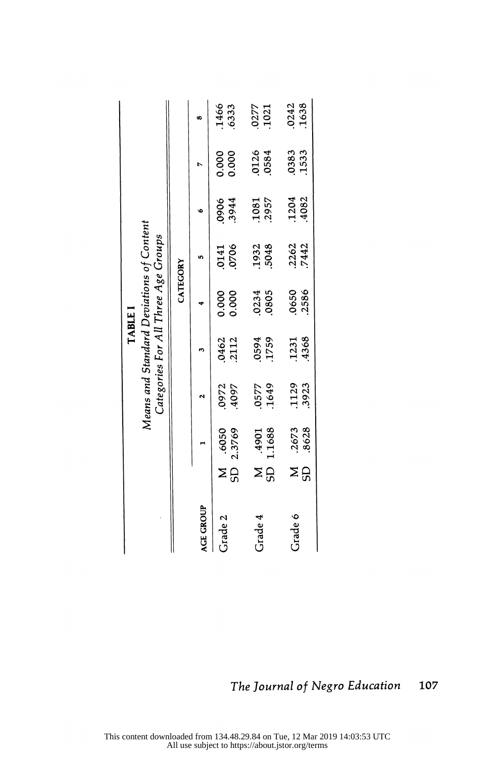**TABLE I**

*Means and Standard Deviations of Content Categories For All Three Age Groups*

| AGE GROUP | | CATEGORY | | | | | | | |
|---|---|---|---|---|---|---|---|---|---|
| | | 1 | 2 | 3 | 4 | 5 | 6 | 7 | 8 |
| Grade 2 | M | .6050 | .0972 | .0462 | 0.000 | .0141 | .0906 | 0.000 | .1466 |
| | SD | 2.3769 | .4097 | .2112 | 0.000 | .0706 | .3944 | 0.000 | .6333 |
| Grade 4 | M | .4901 | .0577 | .0594 | .0234 | .1932 | .1081 | .0126 | .0277 |
| | SD | 1.1688 | .1649 | .1759 | .0805 | .5048 | .2957 | .0584 | .1021 |
| Grade 6 | M | .2673 | .1129 | .1231 | .0650 | .2262 | .1204 | .0383 | .0242 |
| | SD | .8628 | .3923 | .4368 | .2586 | .7442 | .4082 | .1533 | .1638 |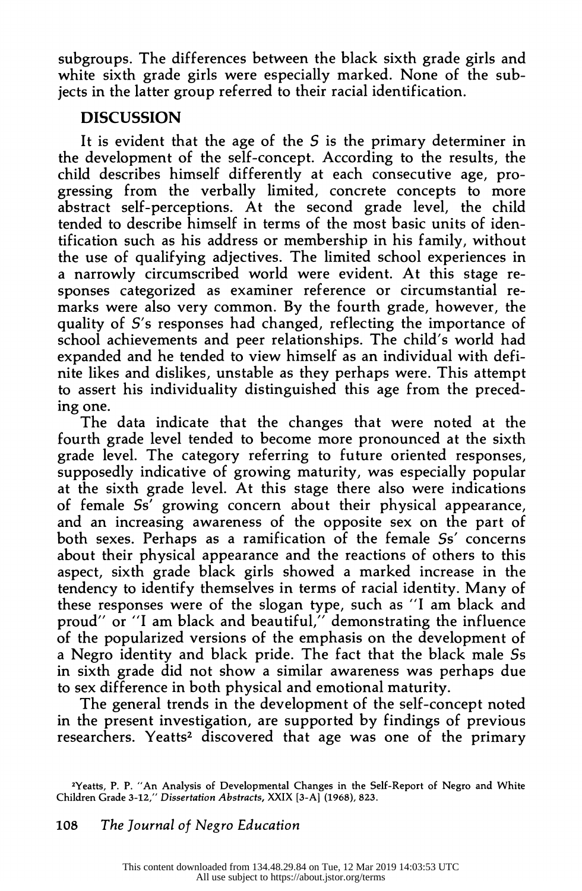subgroups. The differences between the black sixth grade girls and white sixth grade girls were especially marked. None of the subjects in the latter group referred to their racial identification.

## DISCUSSION

It is evident that the age of the *S* is the primary determiner in the development of the self-concept. According to the results, the child describes himself differently at each consecutive age, progressing from the verbally limited, concrete concepts to more abstract self-perceptions. At the second grade level, the child tended to describe himself in terms of the most basic units of identification such as his address or membership in his family, without the use of qualifying adjectives. The limited school experiences in a narrowly circumscribed world were evident. At this stage responses categorized as examiner reference or circumstantial remarks were also very common. By the fourth grade, however, the quality of *S*'s responses had changed, reflecting the importance of school achievements and peer relationships. The child's world had expanded and he tended to view himself as an individual with definite likes and dislikes, unstable as they perhaps were. This attempt to assert his individuality distinguished this age from the preceding one.

The data indicate that the changes that were noted at the fourth grade level tended to become more pronounced at the sixth grade level. The category referring to future oriented responses, supposedly indicative of growing maturity, was especially popular at the sixth grade level. At this stage there also were indications of female *Ss*' growing concern about their physical appearance, and an increasing awareness of the opposite sex on the part of both sexes. Perhaps as a ramification of the female *Ss*' concerns about their physical appearance and the reactions of others to this aspect, sixth grade black girls showed a marked increase in the tendency to identify themselves in terms of racial identity. Many of these responses were of the slogan type, such as "I am black and proud" or "I am black and beautiful," demonstrating the influence of the popularized versions of the emphasis on the development of a Negro identity and black pride. The fact that the black male *Ss* in sixth grade did not show a similar awareness was perhaps due to sex difference in both physical and emotional maturity.

The general trends in the development of the self-concept noted in the present investigation, are supported by findings of previous researchers. Yeatts[2] discovered that age was one of the primary

[2]Yeatts, P. P. "An Analysis of Developmental Changes in the Self-Report of Negro and White Children Grade 3-12," *Dissertation Abstracts*, XXIX [3-A] (1968), 823.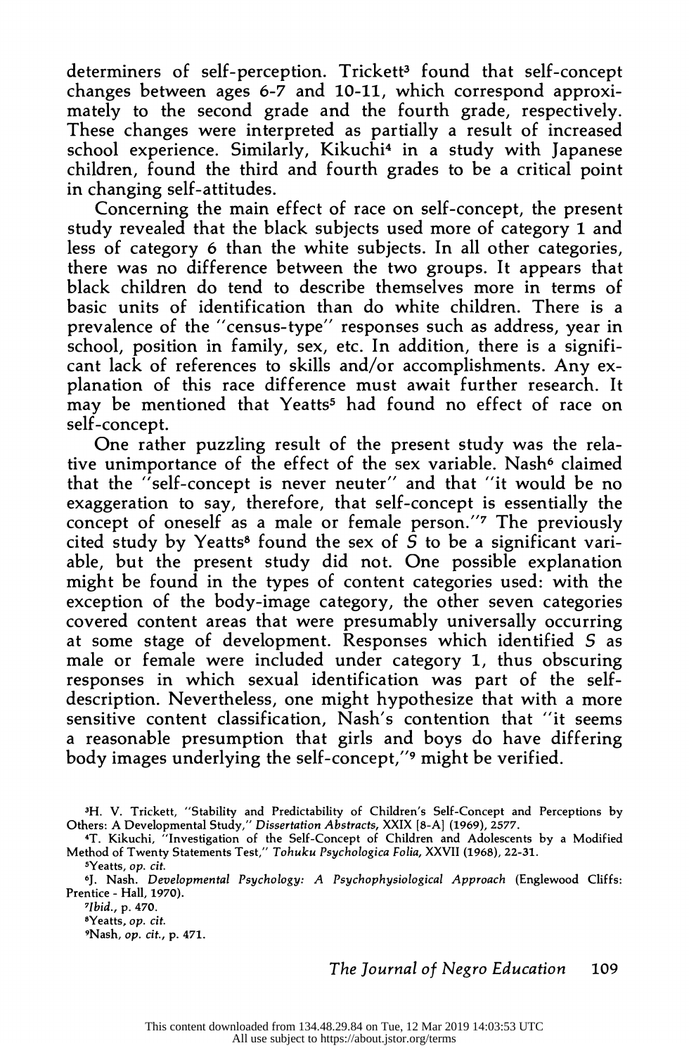determiners of self-perception. Trickett[3] found that self-concept changes between ages 6-7 and 10-11, which correspond approximately to the second grade and the fourth grade, respectively. These changes were interpreted as partially a result of increased school experience. Similarly, Kikuchi[4] in a study with Japanese children, found the third and fourth grades to be a critical point in changing self-attitudes.

Concerning the main effect of race on self-concept, the present study revealed that the black subjects used more of category 1 and less of category 6 than the white subjects. In all other categories, there was no difference between the two groups. It appears that black children do tend to describe themselves more in terms of basic units of identification than do white children. There is a prevalence of the "census-type" responses such as address, year in school, position in family, sex, etc. In addition, there is a significant lack of references to skills and/or accomplishments. Any explanation of this race difference must await further research. It may be mentioned that Yeatts[5] had found no effect of race on self-concept.

One rather puzzling result of the present study was the relative unimportance of the effect of the sex variable. Nash[6] claimed that the "self-concept is never neuter" and that "it would be no exaggeration to say, therefore, that self-concept is essentially the concept of oneself as a male or female person."[7] The previously cited study by Yeatts[8] found the sex of *S* to be a significant variable, but the present study did not. One possible explanation might be found in the types of content categories used: with the exception of the body-image category, the other seven categories covered content areas that were presumably universally occurring at some stage of development. Responses which identified *S* as male or female were included under category 1, thus obscuring responses in which sexual identification was part of the self-description. Nevertheless, one might hypothesize that with a more sensitive content classification, Nash's contention that "it seems a reasonable presumption that girls and boys do have differing body images underlying the self-concept,"[9] might be verified.

---

[3] H. V. Trickett, "Stability and Predictability of Children's Self-Concept and Perceptions by Others: A Developmental Study," *Dissertation Abstracts*, XXIX [8-A] (1969), 2577.

[4] T. Kikuchi, "Investigation of the Self-Concept of Children and Adolescents by a Modified Method of Twenty Statements Test," *Tohuku Psychologica Folia*, XXVII (1968), 22-31.

[5] Yeatts, *op. cit.*

[6] J. Nash. *Developmental Psychology: A Psychophysiological Approach* (Englewood Cliffs: Prentice - Hall, 1970).

[7] *Ibid.*, p. 470.

[8] Yeatts, *op. cit.*

[9] Nash, *op. cit.*, p. 471.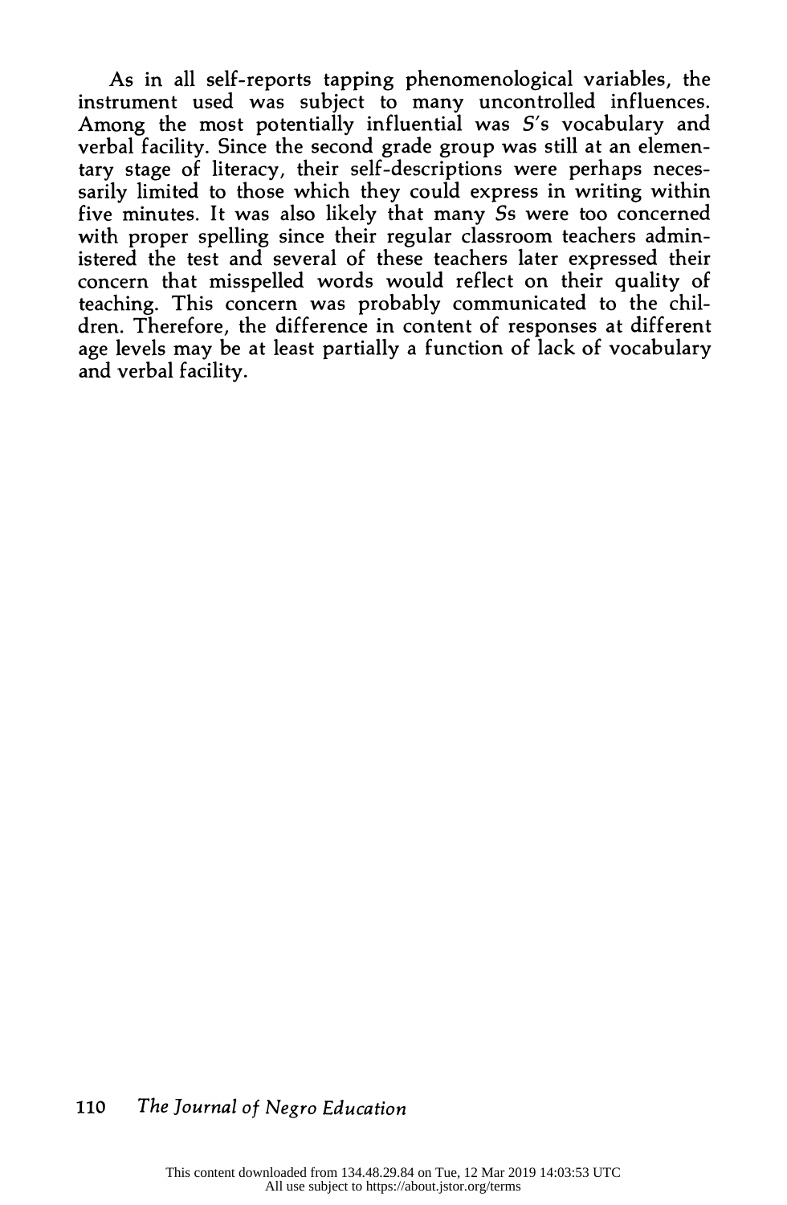As in all self-reports tapping phenomenological variables, the instrument used was subject to many uncontrolled influences. Among the most potentially influential was *S*'s vocabulary and verbal facility. Since the second grade group was still at an elementary stage of literacy, their self-descriptions were perhaps necessarily limited to those which they could express in writing within five minutes. It was also likely that many *S*s were too concerned with proper spelling since their regular classroom teachers administered the test and several of these teachers later expressed their concern that misspelled words would reflect on their quality of teaching. This concern was probably communicated to the children. Therefore, the difference in content of responses at different age levels may be at least partially a function of lack of vocabulary and verbal facility.